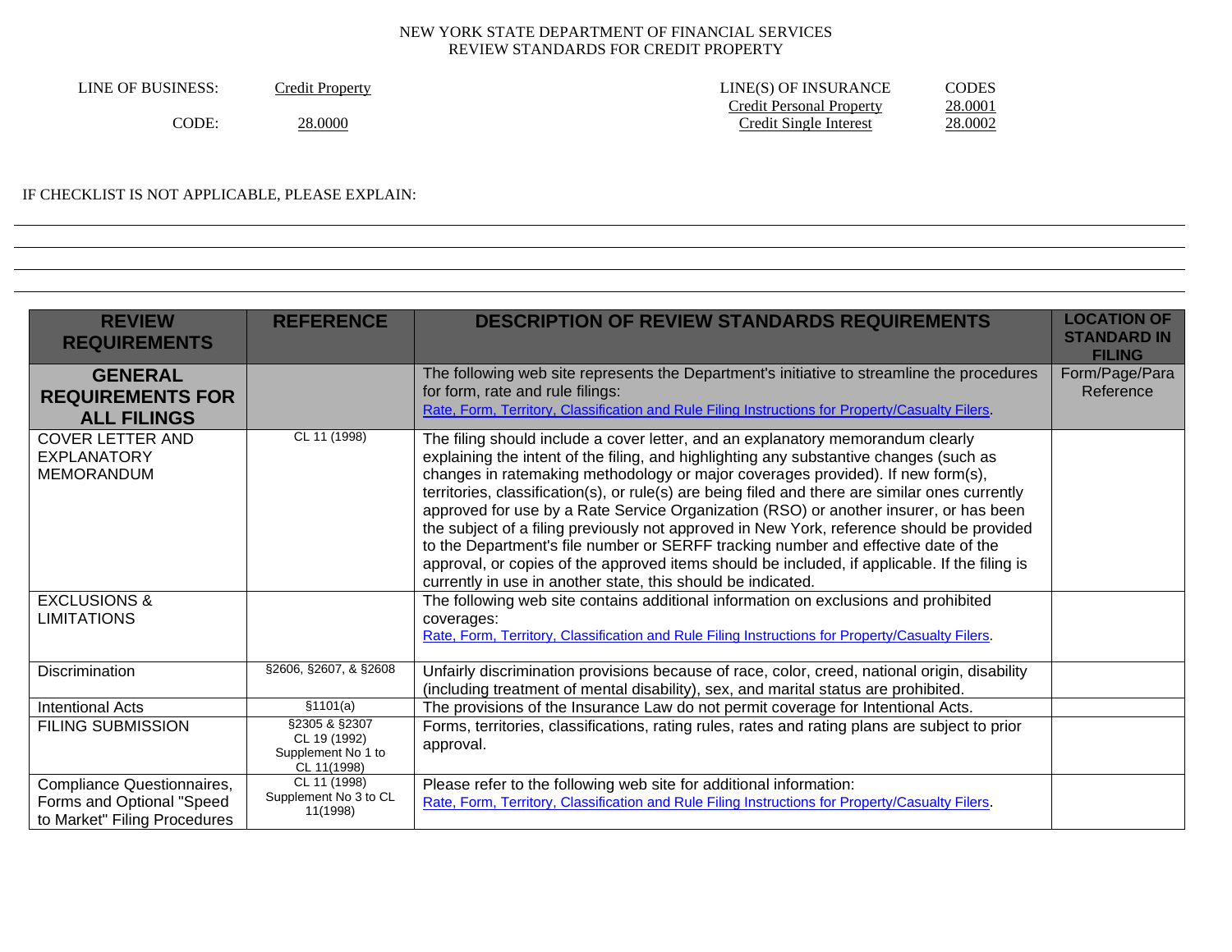NEW YORK STATE DEPARTMENT OF FINANCIAL SERVICES
REVIEW STANDARDS FOR CREDIT PROPERTY

| | | LINE(S) OF INSURANCE | CODES |
|---|---|---|---|
| LINE OF BUSINESS: | Credit Property | Credit Personal Property | 28.0001 |
| CODE: | 28.0000 | Credit Single Interest | 28.0002 |

IF CHECKLIST IS NOT APPLICABLE, PLEASE EXPLAIN:

| REVIEW REQUIREMENTS | REFERENCE | DESCRIPTION OF REVIEW STANDARDS REQUIREMENTS | LOCATION OF STANDARD IN FILING |
|---|---|---|---|
| **GENERAL REQUIREMENTS FOR ALL FILINGS** | | The following web site represents the Department's initiative to streamline the procedures for form, rate and rule filings: Rate, Form, Territory, Classification and Rule Filing Instructions for Property/Casualty Filers. | Form/Page/Para Reference |
| COVER LETTER AND EXPLANATORY MEMORANDUM | CL 11 (1998) | The filing should include a cover letter, and an explanatory memorandum clearly explaining the intent of the filing, and highlighting any substantive changes (such as changes in ratemaking methodology or major coverages provided). If new form(s), territories, classification(s), or rule(s) are being filed and there are similar ones currently approved for use by a Rate Service Organization (RSO) or another insurer, or has been the subject of a filing previously not approved in New York, reference should be provided to the Department's file number or SERFF tracking number and effective date of the approval, or copies of the approved items should be included, if applicable. If the filing is currently in use in another state, this should be indicated. | |
| EXCLUSIONS & LIMITATIONS | | The following web site contains additional information on exclusions and prohibited coverages: Rate, Form, Territory, Classification and Rule Filing Instructions for Property/Casualty Filers. | |
| Discrimination | §2606, §2607, & §2608 | Unfairly discrimination provisions because of race, color, creed, national origin, disability (including treatment of mental disability), sex, and marital status are prohibited. | |
| Intentional Acts | §1101(a) | The provisions of the Insurance Law do not permit coverage for Intentional Acts. | |
| FILING SUBMISSION | §2305 & §2307 CL 19 (1992) Supplement No 1 to CL 11(1998) | Forms, territories, classifications, rating rules, rates and rating plans are subject to prior approval. | |
| Compliance Questionnaires, Forms and Optional "Speed to Market" Filing Procedures | CL 11 (1998) Supplement No 3 to CL 11(1998) | Please refer to the following web site for additional information: Rate, Form, Territory, Classification and Rule Filing Instructions for Property/Casualty Filers. | |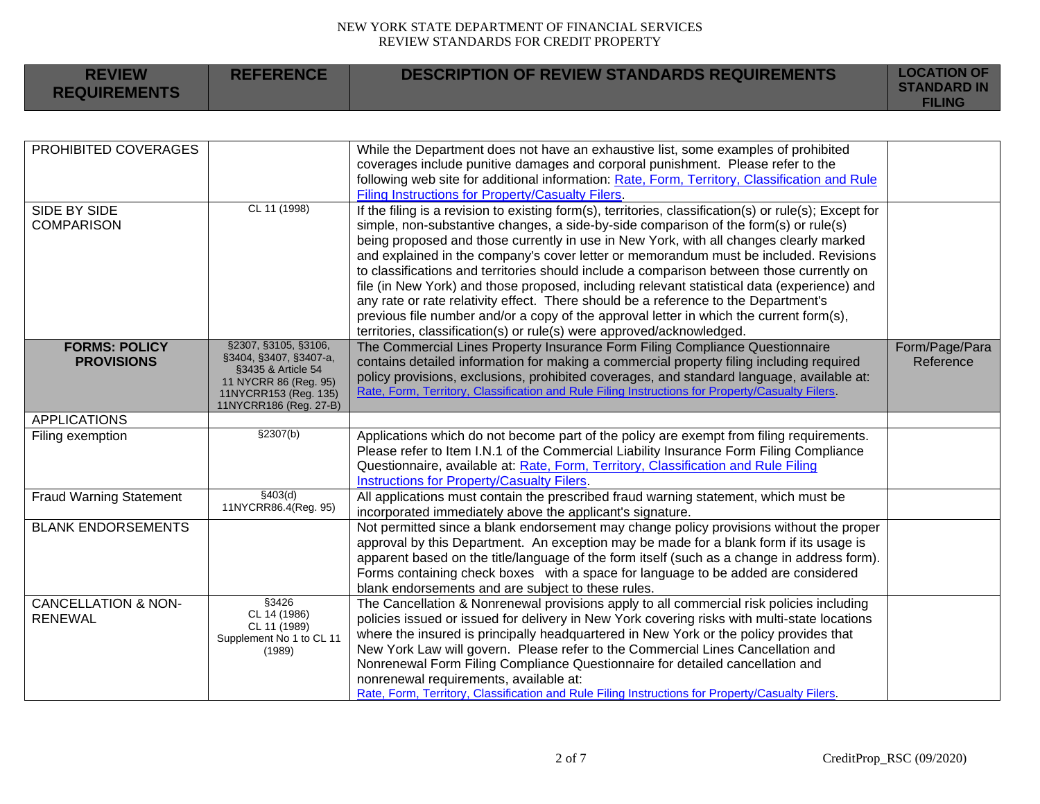NEW YORK STATE DEPARTMENT OF FINANCIAL SERVICES
REVIEW STANDARDS FOR CREDIT PROPERTY

| REVIEW REQUIREMENTS | REFERENCE | DESCRIPTION OF REVIEW STANDARDS REQUIREMENTS | LOCATION OF STANDARD IN FILING |
|---|---|---|---|
| PROHIBITED COVERAGES | | While the Department does not have an exhaustive list, some examples of prohibited coverages include punitive damages and corporal punishment. Please refer to the following web site for additional information: Rate, Form, Territory, Classification and Rule Filing Instructions for Property/Casualty Filers. | |
| SIDE BY SIDE COMPARISON | CL 11 (1998) | If the filing is a revision to existing form(s), territories, classification(s) or rule(s); Except for simple, non-substantive changes, a side-by-side comparison of the form(s) or rule(s) being proposed and those currently in use in New York, with all changes clearly marked and explained in the company's cover letter or memorandum must be included. Revisions to classifications and territories should include a comparison between those currently on file (in New York) and those proposed, including relevant statistical data (experience) and any rate or rate relativity effect. There should be a reference to the Department's previous file number and/or a copy of the approval letter in which the current form(s), territories, classification(s) or rule(s) were approved/acknowledged. | |
| **FORMS: POLICY PROVISIONS** | §2307, §3105, §3106, §3404, §3407, §3407-a, §3435 & Article 54 11 NYCRR 86 (Reg. 95) 11NYCRR153 (Reg. 135) 11NYCRR186 (Reg. 27-B) | The Commercial Lines Property Insurance Form Filing Compliance Questionnaire contains detailed information for making a commercial property filing including required policy provisions, exclusions, prohibited coverages, and standard language, available at: Rate, Form, Territory, Classification and Rule Filing Instructions for Property/Casualty Filers. | Form/Page/Para Reference |
| APPLICATIONS | | | |
| Filing exemption | §2307(b) | Applications which do not become part of the policy are exempt from filing requirements. Please refer to Item I.N.1 of the Commercial Liability Insurance Form Filing Compliance Questionnaire, available at: Rate, Form, Territory, Classification and Rule Filing Instructions for Property/Casualty Filers. | |
| Fraud Warning Statement | §403(d) 11NYCRR86.4(Reg. 95) | All applications must contain the prescribed fraud warning statement, which must be incorporated immediately above the applicant's signature. | |
| BLANK ENDORSEMENTS | | Not permitted since a blank endorsement may change policy provisions without the proper approval by this Department. An exception may be made for a blank form if its usage is apparent based on the title/language of the form itself (such as a change in address form). Forms containing check boxes with a space for language to be added are considered blank endorsements and are subject to these rules. | |
| CANCELLATION & NON-RENEWAL | §3426 CL 14 (1986) CL 11 (1989) Supplement No 1 to CL 11 (1989) | The Cancellation & Nonrenewal provisions apply to all commercial risk policies including policies issued or issued for delivery in New York covering risks with multi-state locations where the insured is principally headquartered in New York or the policy provides that New York Law will govern. Please refer to the Commercial Lines Cancellation and Nonrenewal Form Filing Compliance Questionnaire for detailed cancellation and nonrenewal requirements, available at: Rate, Form, Territory, Classification and Rule Filing Instructions for Property/Casualty Filers. | |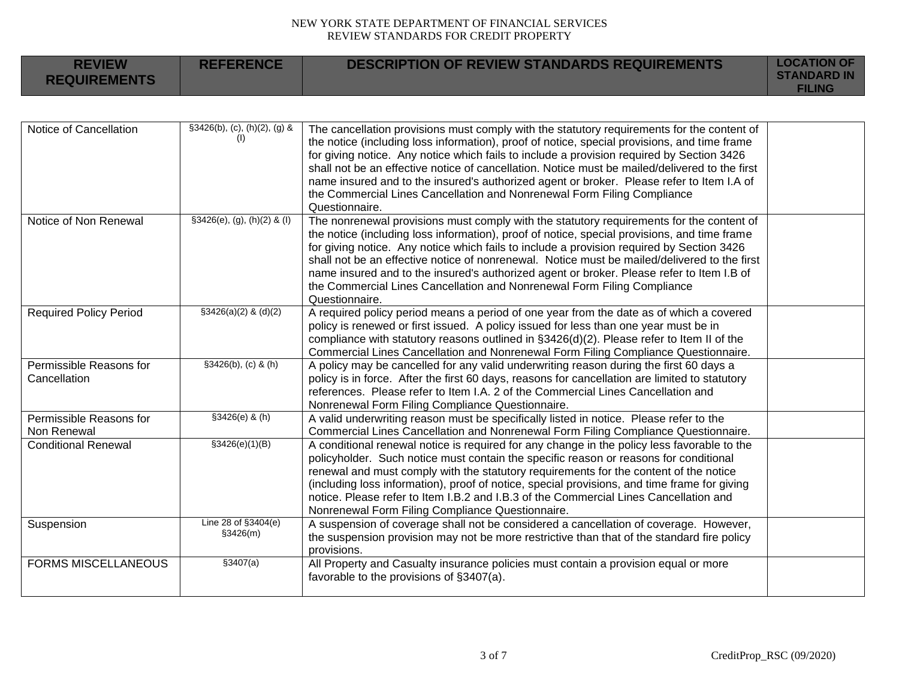NEW YORK STATE DEPARTMENT OF FINANCIAL SERVICES
REVIEW STANDARDS FOR CREDIT PROPERTY

| REVIEW REQUIREMENTS | REFERENCE | DESCRIPTION OF REVIEW STANDARDS REQUIREMENTS | LOCATION OF STANDARD IN FILING |
|---|---|---|---|
| Notice of Cancellation | §3426(b), (c), (h)(2), (g) & (l) | The cancellation provisions must comply with the statutory requirements for the content of the notice (including loss information), proof of notice, special provisions, and time frame for giving notice. Any notice which fails to include a provision required by Section 3426 shall not be an effective notice of cancellation. Notice must be mailed/delivered to the first name insured and to the insured's authorized agent or broker. Please refer to Item I.A of the Commercial Lines Cancellation and Nonrenewal Form Filing Compliance Questionnaire. | |
| Notice of Non Renewal | §3426(e), (g), (h)(2) & (l) | The nonrenewal provisions must comply with the statutory requirements for the content of the notice (including loss information), proof of notice, special provisions, and time frame for giving notice. Any notice which fails to include a provision required by Section 3426 shall not be an effective notice of nonrenewal. Notice must be mailed/delivered to the first name insured and to the insured's authorized agent or broker. Please refer to Item I.B of the Commercial Lines Cancellation and Nonrenewal Form Filing Compliance Questionnaire. | |
| Required Policy Period | §3426(a)(2) & (d)(2) | A required policy period means a period of one year from the date as of which a covered policy is renewed or first issued. A policy issued for less than one year must be in compliance with statutory reasons outlined in §3426(d)(2). Please refer to Item II of the Commercial Lines Cancellation and Nonrenewal Form Filing Compliance Questionnaire. | |
| Permissible Reasons for Cancellation | §3426(b), (c) & (h) | A policy may be cancelled for any valid underwriting reason during the first 60 days a policy is in force. After the first 60 days, reasons for cancellation are limited to statutory references. Please refer to Item I.A. 2 of the Commercial Lines Cancellation and Nonrenewal Form Filing Compliance Questionnaire. | |
| Permissible Reasons for Non Renewal | §3426(e) & (h) | A valid underwriting reason must be specifically listed in notice. Please refer to the Commercial Lines Cancellation and Nonrenewal Form Filing Compliance Questionnaire. | |
| Conditional Renewal | §3426(e)(1)(B) | A conditional renewal notice is required for any change in the policy less favorable to the policyholder. Such notice must contain the specific reason or reasons for conditional renewal and must comply with the statutory requirements for the content of the notice (including loss information), proof of notice, special provisions, and time frame for giving notice. Please refer to Item I.B.2 and I.B.3 of the Commercial Lines Cancellation and Nonrenewal Form Filing Compliance Questionnaire. | |
| Suspension | Line 28 of §3404(e) §3426(m) | A suspension of coverage shall not be considered a cancellation of coverage. However, the suspension provision may not be more restrictive than that of the standard fire policy provisions. | |
| FORMS MISCELLANEOUS | §3407(a) | All Property and Casualty insurance policies must contain a provision equal or more favorable to the provisions of §3407(a). | |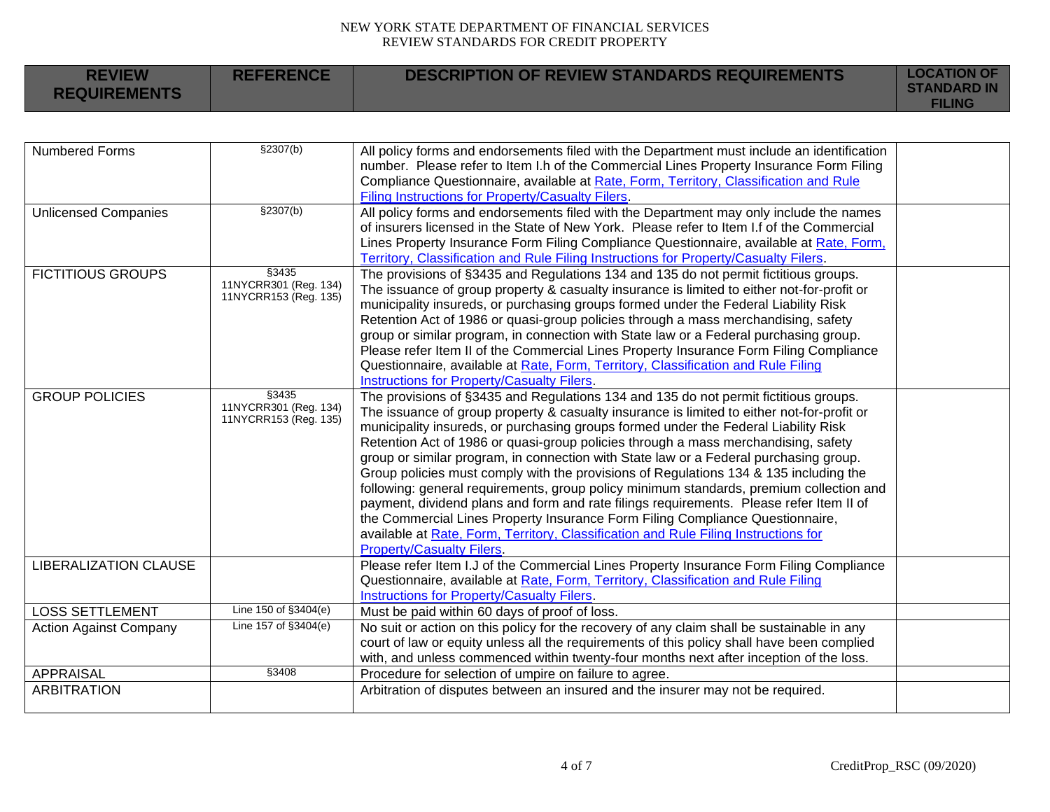| REVIEW REQUIREMENTS | REFERENCE | DESCRIPTION OF REVIEW STANDARDS REQUIREMENTS | LOCATION OF STANDARD IN FILING |
|---|---|---|---|
| Numbered Forms | §2307(b) | All policy forms and endorsements filed with the Department must include an identification number. Please refer to Item I.h of the Commercial Lines Property Insurance Form Filing Compliance Questionnaire, available at Rate, Form, Territory, Classification and Rule Filing Instructions for Property/Casualty Filers. | |
| Unlicensed Companies | §2307(b) | All policy forms and endorsements filed with the Department may only include the names of insurers licensed in the State of New York. Please refer to Item I.f of the Commercial Lines Property Insurance Form Filing Compliance Questionnaire, available at Rate, Form, Territory, Classification and Rule Filing Instructions for Property/Casualty Filers. | |
| FICTITIOUS GROUPS | §3435 11NYCRR301 (Reg. 134) 11NYCRR153 (Reg. 135) | The provisions of §3435 and Regulations 134 and 135 do not permit fictitious groups. The issuance of group property & casualty insurance is limited to either not-for-profit or municipality insureds, or purchasing groups formed under the Federal Liability Risk Retention Act of 1986 or quasi-group policies through a mass merchandising, safety group or similar program, in connection with State law or a Federal purchasing group. Please refer Item II of the Commercial Lines Property Insurance Form Filing Compliance Questionnaire, available at Rate, Form, Territory, Classification and Rule Filing Instructions for Property/Casualty Filers. | |
| GROUP POLICIES | §3435 11NYCRR301 (Reg. 134) 11NYCRR153 (Reg. 135) | The provisions of §3435 and Regulations 134 and 135 do not permit fictitious groups. The issuance of group property & casualty insurance is limited to either not-for-profit or municipality insureds, or purchasing groups formed under the Federal Liability Risk Retention Act of 1986 or quasi-group policies through a mass merchandising, safety group or similar program, in connection with State law or a Federal purchasing group. Group policies must comply with the provisions of Regulations 134 & 135 including the following: general requirements, group policy minimum standards, premium collection and payment, dividend plans and form and rate filings requirements. Please refer Item II of the Commercial Lines Property Insurance Form Filing Compliance Questionnaire, available at Rate, Form, Territory, Classification and Rule Filing Instructions for Property/Casualty Filers. | |
| LIBERALIZATION CLAUSE | | Please refer Item I.J of the Commercial Lines Property Insurance Form Filing Compliance Questionnaire, available at Rate, Form, Territory, Classification and Rule Filing Instructions for Property/Casualty Filers. | |
| LOSS SETTLEMENT | Line 150 of §3404(e) | Must be paid within 60 days of proof of loss. | |
| Action Against Company | Line 157 of §3404(e) | No suit or action on this policy for the recovery of any claim shall be sustainable in any court of law or equity unless all the requirements of this policy shall have been complied with, and unless commenced within twenty-four months next after inception of the loss. | |
| APPRAISAL | §3408 | Procedure for selection of umpire on failure to agree. | |
| ARBITRATION | | Arbitration of disputes between an insured and the insurer may not be required. | |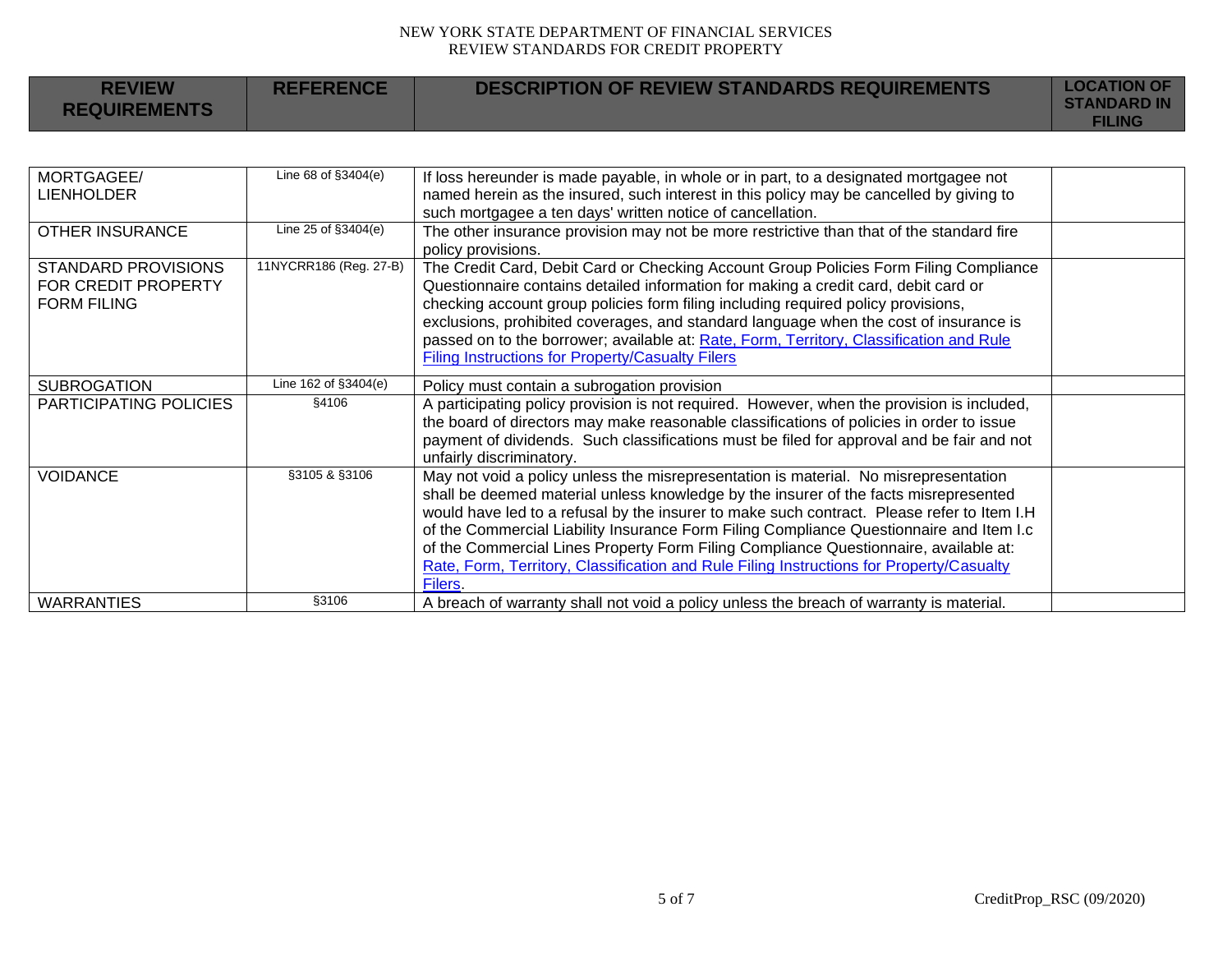| REVIEW REQUIREMENTS | REFERENCE | DESCRIPTION OF REVIEW STANDARDS REQUIREMENTS | LOCATION OF STANDARD IN FILING |
|---|---|---|---|
| MORTGAGEE/ LIENHOLDER | Line 68 of §3404(e) | If loss hereunder is made payable, in whole or in part, to a designated mortgagee not named herein as the insured, such interest in this policy may be cancelled by giving to such mortgagee a ten days' written notice of cancellation. | |
| OTHER INSURANCE | Line 25 of §3404(e) | The other insurance provision may not be more restrictive than that of the standard fire policy provisions. | |
| STANDARD PROVISIONS FOR CREDIT PROPERTY FORM FILING | 11NYCRR186 (Reg. 27-B) | The Credit Card, Debit Card or Checking Account Group Policies Form Filing Compliance Questionnaire contains detailed information for making a credit card, debit card or checking account group policies form filing including required policy provisions, exclusions, prohibited coverages, and standard language when the cost of insurance is passed on to the borrower; available at: Rate, Form, Territory, Classification and Rule Filing Instructions for Property/Casualty Filers | |
| SUBROGATION | Line 162 of §3404(e) | Policy must contain a subrogation provision | |
| PARTICIPATING POLICIES | §4106 | A participating policy provision is not required. However, when the provision is included, the board of directors may make reasonable classifications of policies in order to issue payment of dividends. Such classifications must be filed for approval and be fair and not unfairly discriminatory. | |
| VOIDANCE | §3105 & §3106 | May not void a policy unless the misrepresentation is material. No misrepresentation shall be deemed material unless knowledge by the insurer of the facts misrepresented would have led to a refusal by the insurer to make such contract. Please refer to Item I.H of the Commercial Liability Insurance Form Filing Compliance Questionnaire and Item I.c of the Commercial Lines Property Form Filing Compliance Questionnaire, available at: Rate, Form, Territory, Classification and Rule Filing Instructions for Property/Casualty Filers. | |
| WARRANTIES | §3106 | A breach of warranty shall not void a policy unless the breach of warranty is material. | |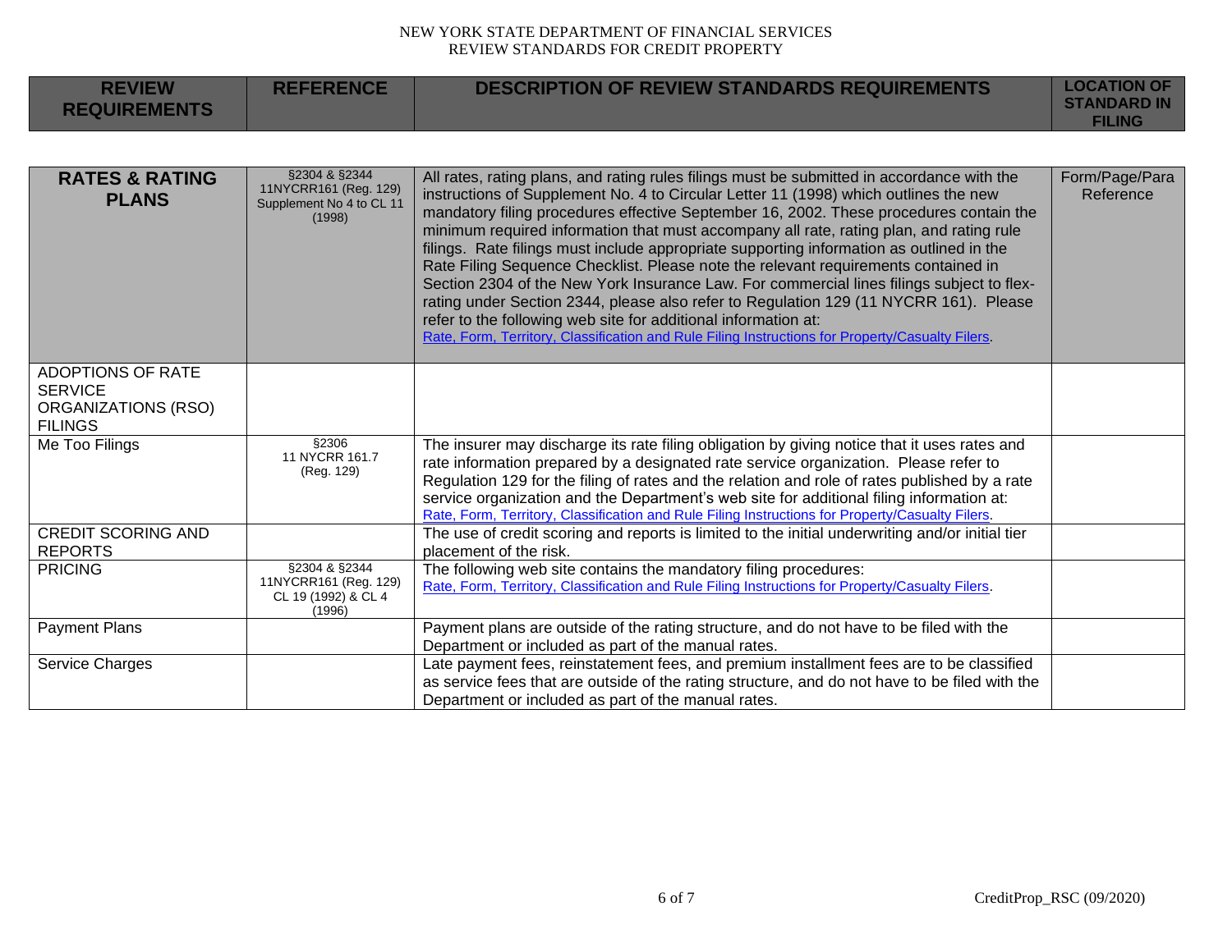| REVIEW REQUIREMENTS | REFERENCE | DESCRIPTION OF REVIEW STANDARDS REQUIREMENTS | LOCATION OF STANDARD IN FILING |
|---|---|---|---|
| **RATES & RATING PLANS** | §2304 & §2344 11NYCRR161 (Reg. 129) Supplement No 4 to CL 11 (1998) | All rates, rating plans, and rating rules filings must be submitted in accordance with the instructions of Supplement No. 4 to Circular Letter 11 (1998) which outlines the new mandatory filing procedures effective September 16, 2002. These procedures contain the minimum required information that must accompany all rate, rating plan, and rating rule filings. Rate filings must include appropriate supporting information as outlined in the Rate Filing Sequence Checklist. Please note the relevant requirements contained in Section 2304 of the New York Insurance Law. For commercial lines filings subject to flex-rating under Section 2344, please also refer to Regulation 129 (11 NYCRR 161). Please refer to the following web site for additional information at: Rate, Form, Territory, Classification and Rule Filing Instructions for Property/Casualty Filers. | Form/Page/Para Reference |
| ADOPTIONS OF RATE SERVICE ORGANIZATIONS (RSO) FILINGS | | | |
| Me Too Filings | §2306 11 NYCRR 161.7 (Reg. 129) | The insurer may discharge its rate filing obligation by giving notice that it uses rates and rate information prepared by a designated rate service organization. Please refer to Regulation 129 for the filing of rates and the relation and role of rates published by a rate service organization and the Department's web site for additional filing information at: Rate, Form, Territory, Classification and Rule Filing Instructions for Property/Casualty Filers. | |
| CREDIT SCORING AND REPORTS | | The use of credit scoring and reports is limited to the initial underwriting and/or initial tier placement of the risk. | |
| PRICING | §2304 & §2344 11NYCRR161 (Reg. 129) CL 19 (1992) & CL 4 (1996) | The following web site contains the mandatory filing procedures: Rate, Form, Territory, Classification and Rule Filing Instructions for Property/Casualty Filers. | |
| Payment Plans | | Payment plans are outside of the rating structure, and do not have to be filed with the Department or included as part of the manual rates. | |
| Service Charges | | Late payment fees, reinstatement fees, and premium installment fees are to be classified as service fees that are outside of the rating structure, and do not have to be filed with the Department or included as part of the manual rates. | |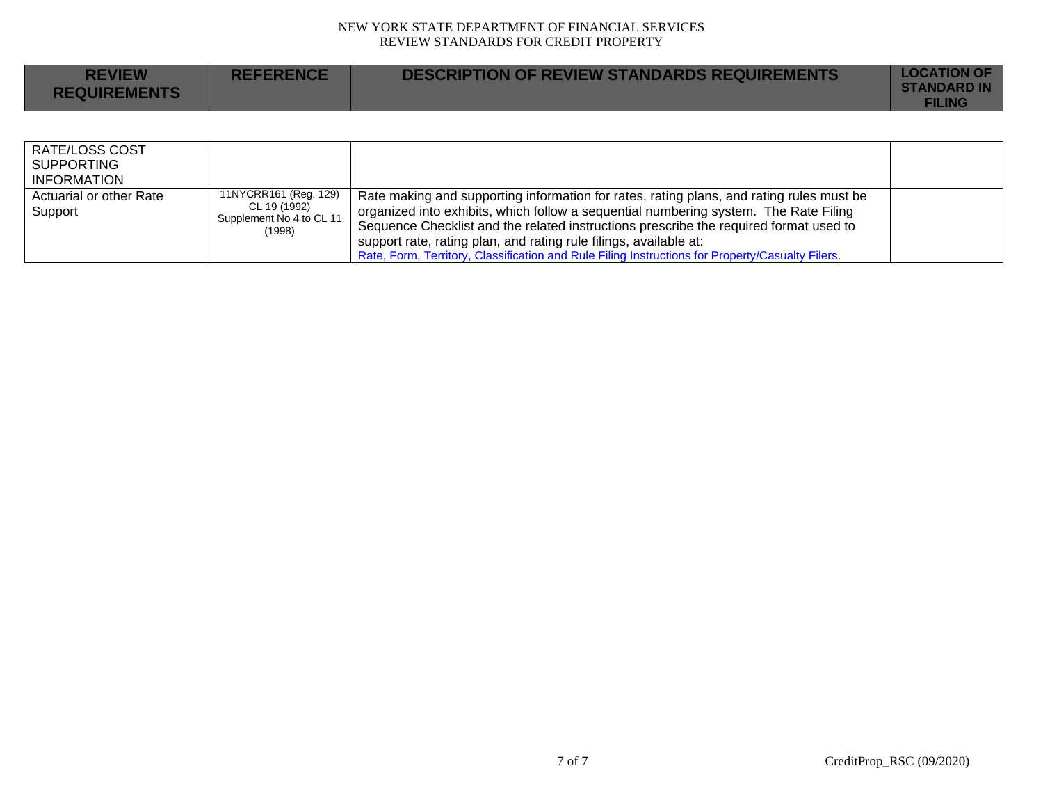| REVIEW REQUIREMENTS | REFERENCE | DESCRIPTION OF REVIEW STANDARDS REQUIREMENTS | LOCATION OF STANDARD IN FILING |
|---|---|---|---|
| RATE/LOSS COST SUPPORTING INFORMATION | | | |
| Actuarial or other Rate Support | 11NYCRR161 (Reg. 129) CL 19 (1992) Supplement No 4 to CL 11 (1998) | Rate making and supporting information for rates, rating plans, and rating rules must be organized into exhibits, which follow a sequential numbering system. The Rate Filing Sequence Checklist and the related instructions prescribe the required format used to support rate, rating plan, and rating rule filings, available at: Rate, Form, Territory, Classification and Rule Filing Instructions for Property/Casualty Filers. | |